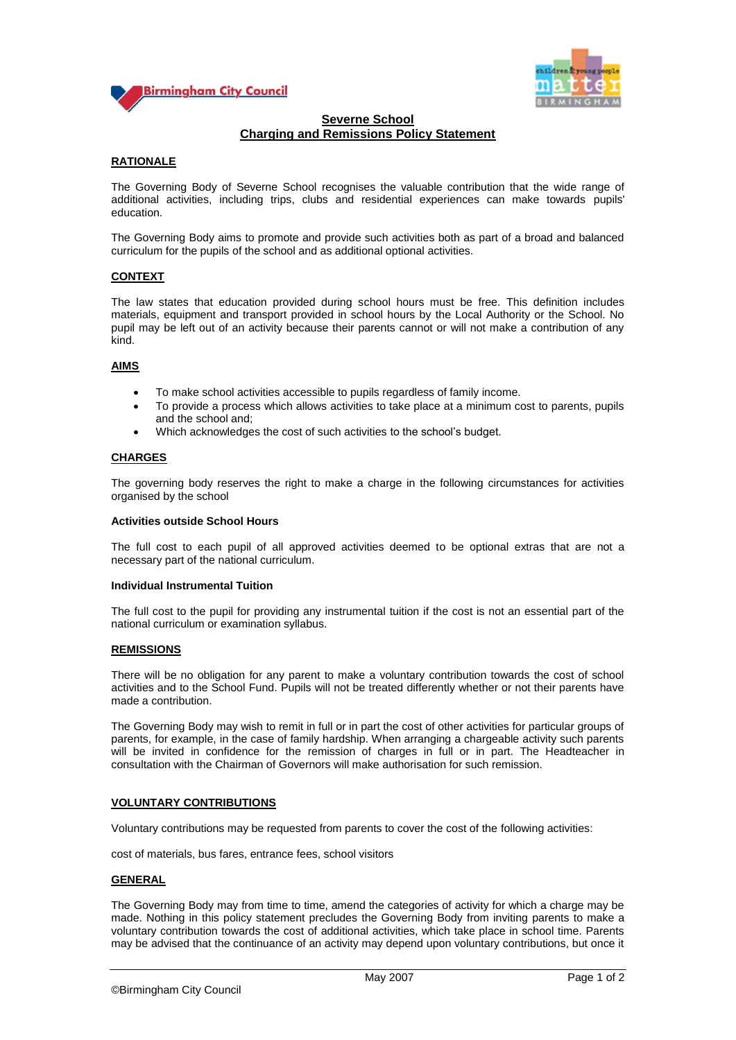# Severne School
## Charging and Remissions Policy Statement

### RATIONALE

The Governing Body of Severne School recognises the valuable contribution that the wide range of additional activities, including trips, clubs and residential experiences can make towards pupils' education.

The Governing Body aims to promote and provide such activities both as part of a broad and balanced curriculum for the pupils of the school and as additional optional activities.

### CONTEXT

The law states that education provided during school hours must be free. This definition includes materials, equipment and transport provided in school hours by the Local Authority or the School. No pupil may be left out of an activity because their parents cannot or will not make a contribution of any kind.

### AIMS

- To make school activities accessible to pupils regardless of family income.
- To provide a process which allows activities to take place at a minimum cost to parents, pupils and the school and;
- Which acknowledges the cost of such activities to the school's budget.

### CHARGES

The governing body reserves the right to make a charge in the following circumstances for activities organised by the school

**Activities outside School Hours**

The full cost to each pupil of all approved activities deemed to be optional extras that are not a necessary part of the national curriculum.

**Individual Instrumental Tuition**

The full cost to the pupil for providing any instrumental tuition if the cost is not an essential part of the national curriculum or examination syllabus.

### REMISSIONS

There will be no obligation for any parent to make a voluntary contribution towards the cost of school activities and to the School Fund. Pupils will not be treated differently whether or not their parents have made a contribution.

The Governing Body may wish to remit in full or in part the cost of other activities for particular groups of parents, for example, in the case of family hardship. When arranging a chargeable activity such parents will be invited in confidence for the remission of charges in full or in part. The Headteacher in consultation with the Chairman of Governors will make authorisation for such remission.

### VOLUNTARY CONTRIBUTIONS

Voluntary contributions may be requested from parents to cover the cost of the following activities:

cost of materials, bus fares, entrance fees, school visitors

### GENERAL

The Governing Body may from time to time, amend the categories of activity for which a charge may be made. Nothing in this policy statement precludes the Governing Body from inviting parents to make a voluntary contribution towards the cost of additional activities, which take place in school time. Parents may be advised that the continuance of an activity may depend upon voluntary contributions, but once it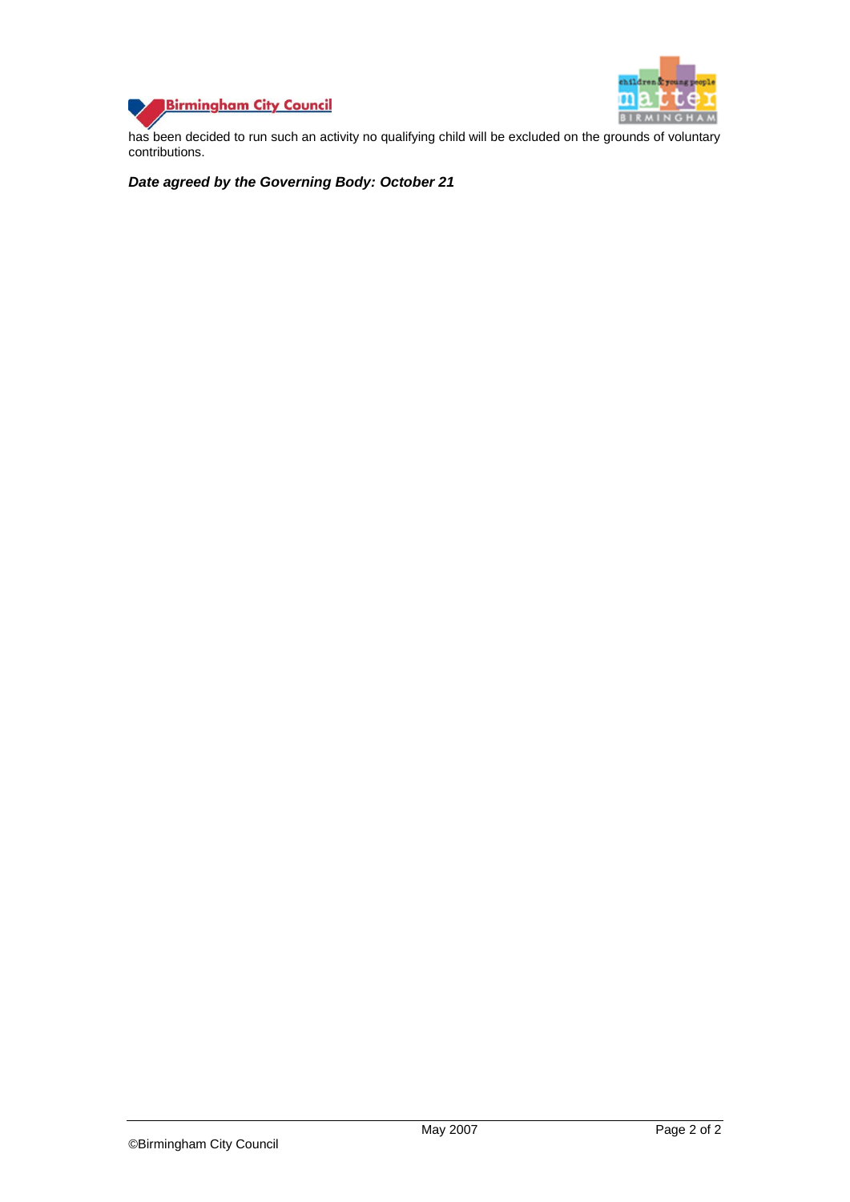has been decided to run such an activity no qualifying child will be excluded on the grounds of voluntary contributions.

***Date agreed by the Governing Body: October 21***